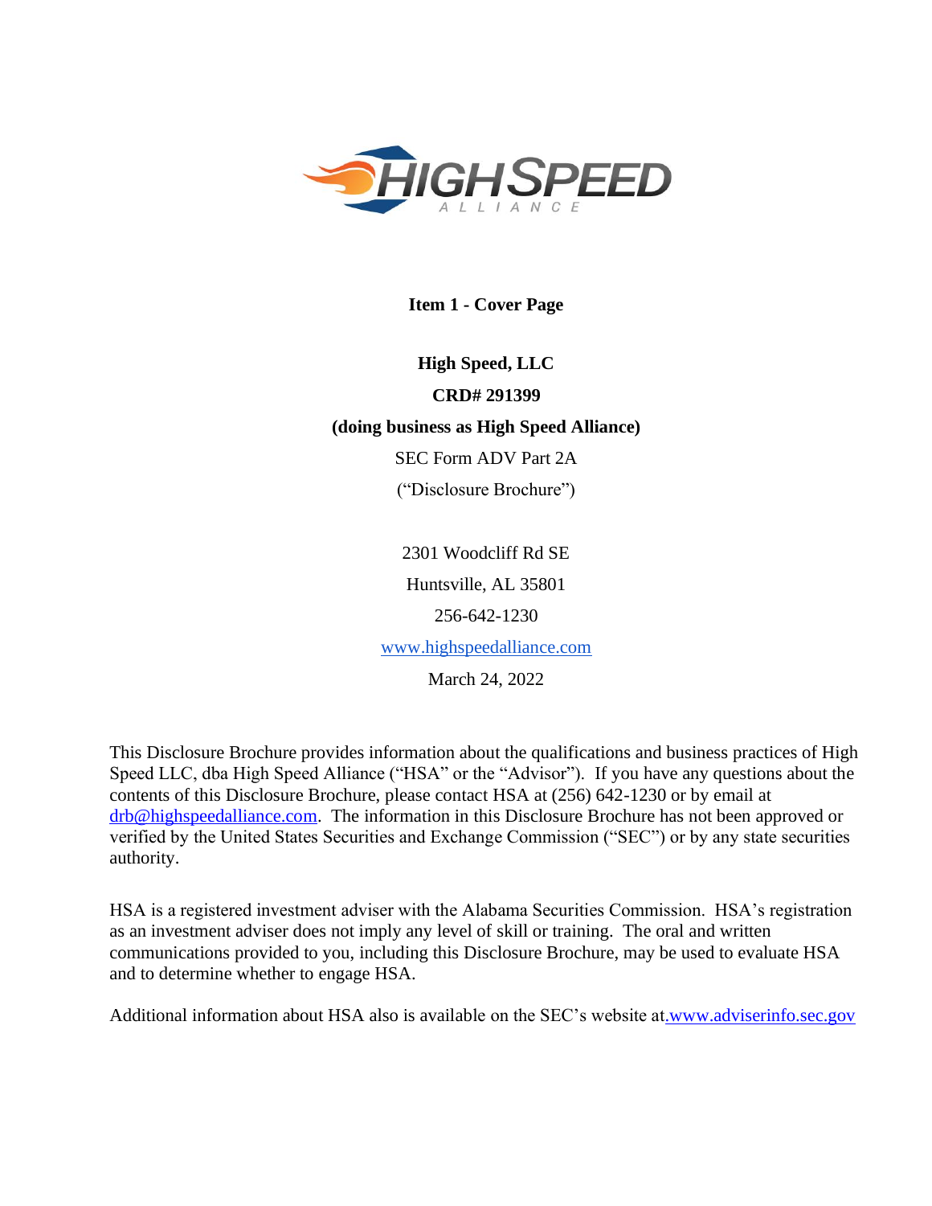# Item 1 - Cover Page

**High Speed, LLC**

**CRD# 291399**

**(doing business as High Speed Alliance)**

SEC Form ADV Part 2A

("Disclosure Brochure")

2301 Woodcliff Rd SE

Huntsville, AL 35801

256-642-1230

www.highspeedalliance.com

March 24, 2022

This Disclosure Brochure provides information about the qualifications and business practices of High Speed LLC, dba High Speed Alliance ("HSA" or the "Advisor"). If you have any questions about the contents of this Disclosure Brochure, please contact HSA at (256) 642-1230 or by email at drb@highspeedalliance.com. The information in this Disclosure Brochure has not been approved or verified by the United States Securities and Exchange Commission ("SEC") or by any state securities authority.

HSA is a registered investment adviser with the Alabama Securities Commission. HSA's registration as an investment adviser does not imply any level of skill or training. The oral and written communications provided to you, including this Disclosure Brochure, may be used to evaluate HSA and to determine whether to engage HSA.

Additional information about HSA also is available on the SEC's website at www.adviserinfo.sec.gov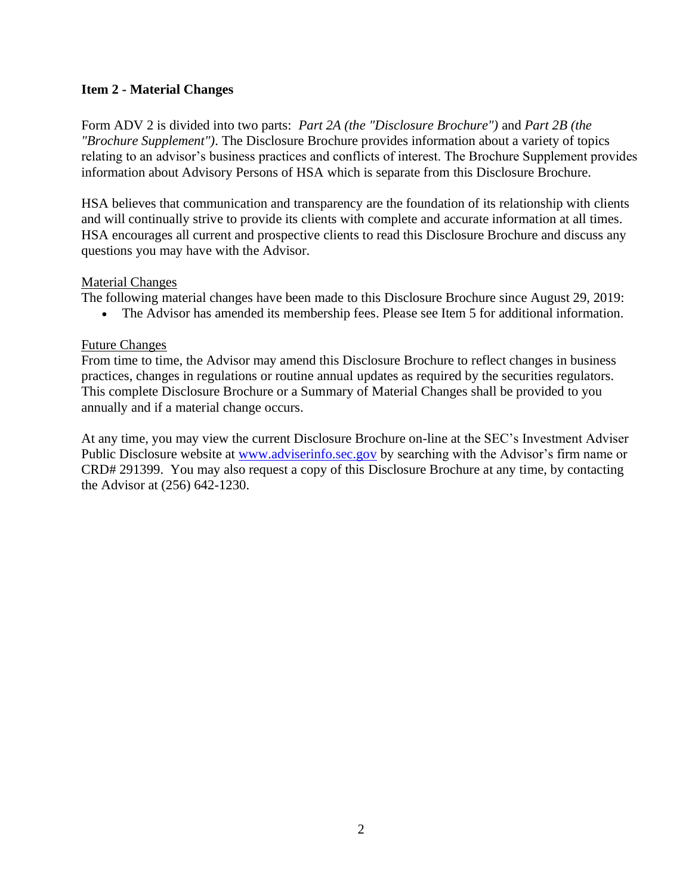## Item 2 - Material Changes

Form ADV 2 is divided into two parts: *Part 2A (the "Disclosure Brochure")* and *Part 2B (the "Brochure Supplement")*. The Disclosure Brochure provides information about a variety of topics relating to an advisor's business practices and conflicts of interest. The Brochure Supplement provides information about Advisory Persons of HSA which is separate from this Disclosure Brochure.

HSA believes that communication and transparency are the foundation of its relationship with clients and will continually strive to provide its clients with complete and accurate information at all times. HSA encourages all current and prospective clients to read this Disclosure Brochure and discuss any questions you may have with the Advisor.

<u>Material Changes</u>

The following material changes have been made to this Disclosure Brochure since August 29, 2019:

- The Advisor has amended its membership fees. Please see Item 5 for additional information.

<u>Future Changes</u>

From time to time, the Advisor may amend this Disclosure Brochure to reflect changes in business practices, changes in regulations or routine annual updates as required by the securities regulators. This complete Disclosure Brochure or a Summary of Material Changes shall be provided to you annually and if a material change occurs.

At any time, you may view the current Disclosure Brochure on-line at the SEC's Investment Adviser Public Disclosure website at [www.adviserinfo.sec.gov](http://www.adviserinfo.sec.gov) by searching with the Advisor's firm name or CRD# 291399. You may also request a copy of this Disclosure Brochure at any time, by contacting the Advisor at (256) 642-1230.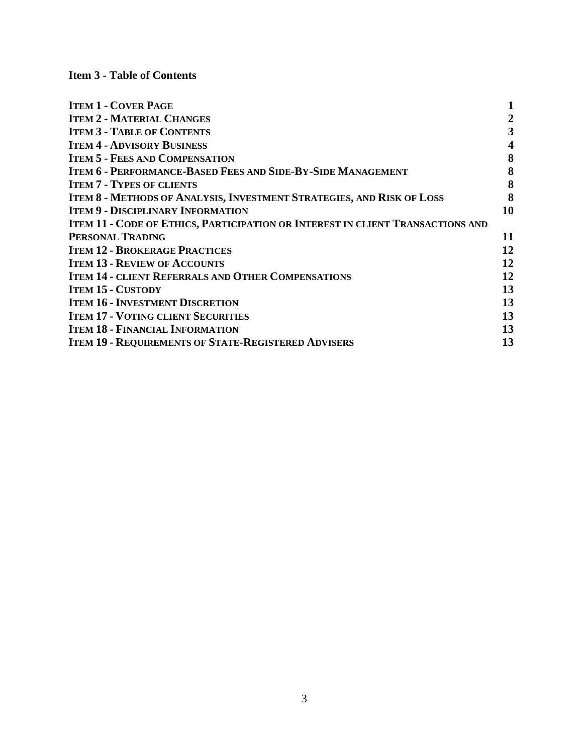## Item 3 - Table of Contents

| | |
|---|---|
| **ITEM 1 - COVER PAGE** | **1** |
| **ITEM 2 - MATERIAL CHANGES** | **2** |
| **ITEM 3 - TABLE OF CONTENTS** | **3** |
| **ITEM 4 - ADVISORY BUSINESS** | **4** |
| **ITEM 5 - FEES AND COMPENSATION** | **8** |
| **ITEM 6 - PERFORMANCE-BASED FEES AND SIDE-BY-SIDE MANAGEMENT** | **8** |
| **ITEM 7 - TYPES OF CLIENTS** | **8** |
| **ITEM 8 - METHODS OF ANALYSIS, INVESTMENT STRATEGIES, AND RISK OF LOSS** | **8** |
| **ITEM 9 - DISCIPLINARY INFORMATION** | **10** |
| **ITEM 11 - CODE OF ETHICS, PARTICIPATION OR INTEREST IN CLIENT TRANSACTIONS AND PERSONAL TRADING** | **11** |
| **ITEM 12 - BROKERAGE PRACTICES** | **12** |
| **ITEM 13 - REVIEW OF ACCOUNTS** | **12** |
| **ITEM 14 - CLIENT REFERRALS AND OTHER COMPENSATIONS** | **12** |
| **ITEM 15 - CUSTODY** | **13** |
| **ITEM 16 - INVESTMENT DISCRETION** | **13** |
| **ITEM 17 - VOTING CLIENT SECURITIES** | **13** |
| **ITEM 18 - FINANCIAL INFORMATION** | **13** |
| **ITEM 19 - REQUIREMENTS OF STATE-REGISTERED ADVISERS** | **13** |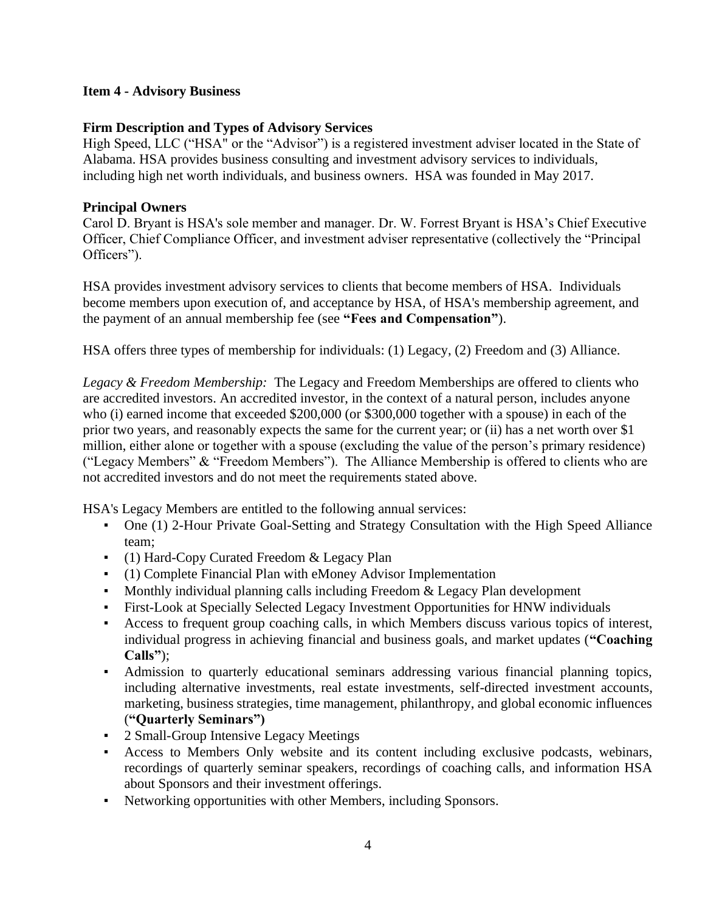## Item 4 - Advisory Business

### Firm Description and Types of Advisory Services

High Speed, LLC ("HSA" or the "Advisor") is a registered investment adviser located in the State of Alabama. HSA provides business consulting and investment advisory services to individuals, including high net worth individuals, and business owners. HSA was founded in May 2017.

### Principal Owners

Carol D. Bryant is HSA's sole member and manager. Dr. W. Forrest Bryant is HSA's Chief Executive Officer, Chief Compliance Officer, and investment adviser representative (collectively the "Principal Officers").

HSA provides investment advisory services to clients that become members of HSA. Individuals become members upon execution of, and acceptance by HSA, of HSA's membership agreement, and the payment of an annual membership fee (see **"Fees and Compensation"**).

HSA offers three types of membership for individuals: (1) Legacy, (2) Freedom and (3) Alliance.

*Legacy & Freedom Membership:* The Legacy and Freedom Memberships are offered to clients who are accredited investors. An accredited investor, in the context of a natural person, includes anyone who (i) earned income that exceeded $200,000 (or $300,000 together with a spouse) in each of the prior two years, and reasonably expects the same for the current year; or (ii) has a net worth over $1 million, either alone or together with a spouse (excluding the value of the person's primary residence) ("Legacy Members" & "Freedom Members"). The Alliance Membership is offered to clients who are not accredited investors and do not meet the requirements stated above.

HSA's Legacy Members are entitled to the following annual services:

- One (1) 2-Hour Private Goal-Setting and Strategy Consultation with the High Speed Alliance team;
- (1) Hard-Copy Curated Freedom & Legacy Plan
- (1) Complete Financial Plan with eMoney Advisor Implementation
- Monthly individual planning calls including Freedom & Legacy Plan development
- First-Look at Specially Selected Legacy Investment Opportunities for HNW individuals
- Access to frequent group coaching calls, in which Members discuss various topics of interest, individual progress in achieving financial and business goals, and market updates (**"Coaching Calls"**);
- Admission to quarterly educational seminars addressing various financial planning topics, including alternative investments, real estate investments, self-directed investment accounts, marketing, business strategies, time management, philanthropy, and global economic influences (**"Quarterly Seminars")**
- 2 Small-Group Intensive Legacy Meetings
- Access to Members Only website and its content including exclusive podcasts, webinars, recordings of quarterly seminar speakers, recordings of coaching calls, and information HSA about Sponsors and their investment offerings.
- Networking opportunities with other Members, including Sponsors.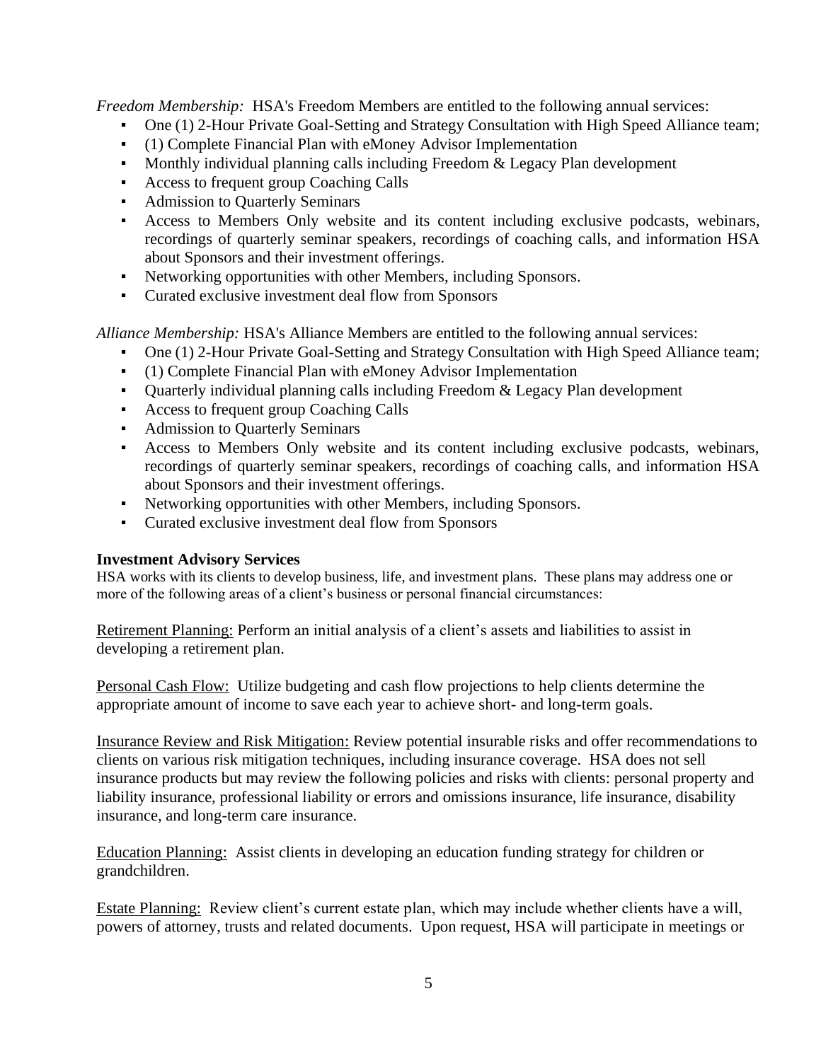*Freedom Membership:* HSA's Freedom Members are entitled to the following annual services:

- One (1) 2-Hour Private Goal-Setting and Strategy Consultation with High Speed Alliance team;
- (1) Complete Financial Plan with eMoney Advisor Implementation
- Monthly individual planning calls including Freedom & Legacy Plan development
- Access to frequent group Coaching Calls
- Admission to Quarterly Seminars
- Access to Members Only website and its content including exclusive podcasts, webinars, recordings of quarterly seminar speakers, recordings of coaching calls, and information HSA about Sponsors and their investment offerings.
- Networking opportunities with other Members, including Sponsors.
- Curated exclusive investment deal flow from Sponsors

*Alliance Membership:* HSA's Alliance Members are entitled to the following annual services:

- One (1) 2-Hour Private Goal-Setting and Strategy Consultation with High Speed Alliance team;
- (1) Complete Financial Plan with eMoney Advisor Implementation
- Quarterly individual planning calls including Freedom & Legacy Plan development
- Access to frequent group Coaching Calls
- Admission to Quarterly Seminars
- Access to Members Only website and its content including exclusive podcasts, webinars, recordings of quarterly seminar speakers, recordings of coaching calls, and information HSA about Sponsors and their investment offerings.
- Networking opportunities with other Members, including Sponsors.
- Curated exclusive investment deal flow from Sponsors

**Investment Advisory Services**

HSA works with its clients to develop business, life, and investment plans. These plans may address one or more of the following areas of a client's business or personal financial circumstances:

Retirement Planning: Perform an initial analysis of a client's assets and liabilities to assist in developing a retirement plan.

Personal Cash Flow: Utilize budgeting and cash flow projections to help clients determine the appropriate amount of income to save each year to achieve short- and long-term goals.

Insurance Review and Risk Mitigation: Review potential insurable risks and offer recommendations to clients on various risk mitigation techniques, including insurance coverage. HSA does not sell insurance products but may review the following policies and risks with clients: personal property and liability insurance, professional liability or errors and omissions insurance, life insurance, disability insurance, and long-term care insurance.

Education Planning: Assist clients in developing an education funding strategy for children or grandchildren.

Estate Planning: Review client's current estate plan, which may include whether clients have a will, powers of attorney, trusts and related documents. Upon request, HSA will participate in meetings or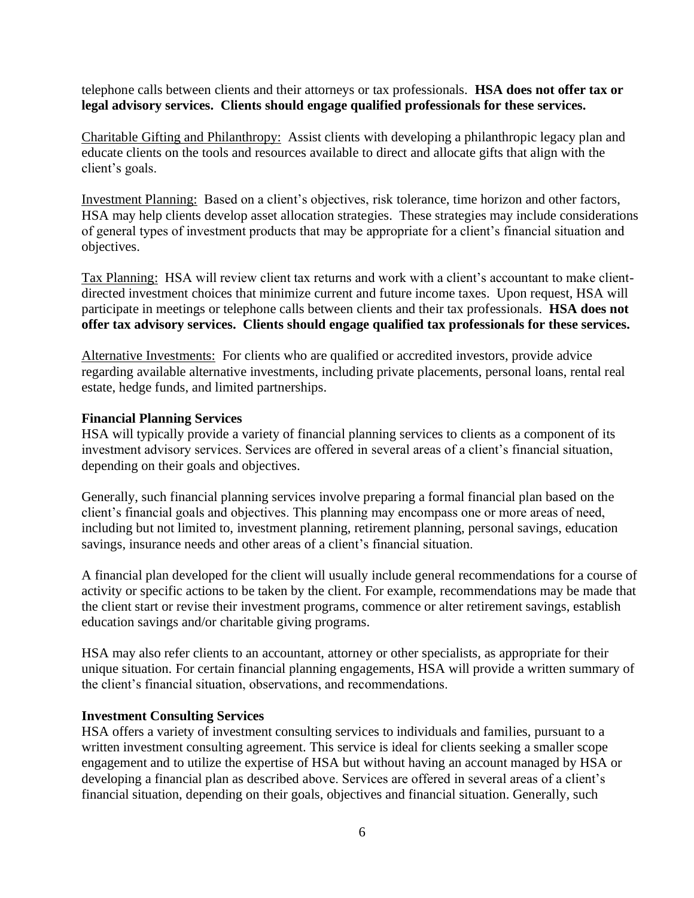telephone calls between clients and their attorneys or tax professionals. **HSA does not offer tax or legal advisory services. Clients should engage qualified professionals for these services.**

Charitable Gifting and Philanthropy: Assist clients with developing a philanthropic legacy plan and educate clients on the tools and resources available to direct and allocate gifts that align with the client's goals.

Investment Planning: Based on a client's objectives, risk tolerance, time horizon and other factors, HSA may help clients develop asset allocation strategies. These strategies may include considerations of general types of investment products that may be appropriate for a client's financial situation and objectives.

Tax Planning: HSA will review client tax returns and work with a client's accountant to make client-directed investment choices that minimize current and future income taxes. Upon request, HSA will participate in meetings or telephone calls between clients and their tax professionals. **HSA does not offer tax advisory services. Clients should engage qualified tax professionals for these services.**

Alternative Investments: For clients who are qualified or accredited investors, provide advice regarding available alternative investments, including private placements, personal loans, rental real estate, hedge funds, and limited partnerships.

**Financial Planning Services**

HSA will typically provide a variety of financial planning services to clients as a component of its investment advisory services. Services are offered in several areas of a client's financial situation, depending on their goals and objectives.

Generally, such financial planning services involve preparing a formal financial plan based on the client's financial goals and objectives. This planning may encompass one or more areas of need, including but not limited to, investment planning, retirement planning, personal savings, education savings, insurance needs and other areas of a client's financial situation.

A financial plan developed for the client will usually include general recommendations for a course of activity or specific actions to be taken by the client. For example, recommendations may be made that the client start or revise their investment programs, commence or alter retirement savings, establish education savings and/or charitable giving programs.

HSA may also refer clients to an accountant, attorney or other specialists, as appropriate for their unique situation. For certain financial planning engagements, HSA will provide a written summary of the client's financial situation, observations, and recommendations.

**Investment Consulting Services**

HSA offers a variety of investment consulting services to individuals and families, pursuant to a written investment consulting agreement. This service is ideal for clients seeking a smaller scope engagement and to utilize the expertise of HSA but without having an account managed by HSA or developing a financial plan as described above. Services are offered in several areas of a client's financial situation, depending on their goals, objectives and financial situation. Generally, such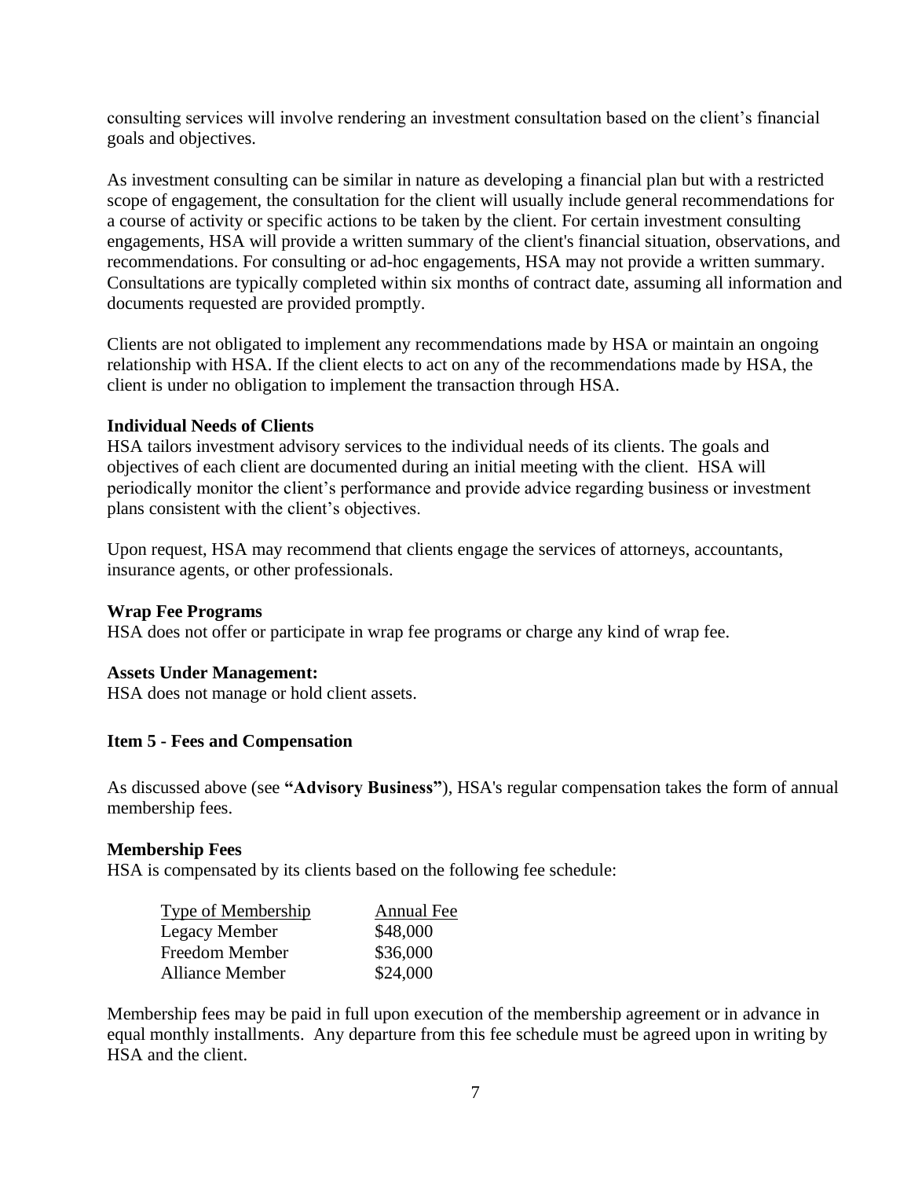consulting services will involve rendering an investment consultation based on the client's financial goals and objectives.

As investment consulting can be similar in nature as developing a financial plan but with a restricted scope of engagement, the consultation for the client will usually include general recommendations for a course of activity or specific actions to be taken by the client. For certain investment consulting engagements, HSA will provide a written summary of the client's financial situation, observations, and recommendations. For consulting or ad-hoc engagements, HSA may not provide a written summary. Consultations are typically completed within six months of contract date, assuming all information and documents requested are provided promptly.

Clients are not obligated to implement any recommendations made by HSA or maintain an ongoing relationship with HSA. If the client elects to act on any of the recommendations made by HSA, the client is under no obligation to implement the transaction through HSA.

**Individual Needs of Clients**

HSA tailors investment advisory services to the individual needs of its clients. The goals and objectives of each client are documented during an initial meeting with the client. HSA will periodically monitor the client's performance and provide advice regarding business or investment plans consistent with the client's objectives.

Upon request, HSA may recommend that clients engage the services of attorneys, accountants, insurance agents, or other professionals.

**Wrap Fee Programs**

HSA does not offer or participate in wrap fee programs or charge any kind of wrap fee.

**Assets Under Management:**

HSA does not manage or hold client assets.

## Item 5 - Fees and Compensation

As discussed above (see **"Advisory Business"**), HSA's regular compensation takes the form of annual membership fees.

**Membership Fees**

HSA is compensated by its clients based on the following fee schedule:

| Type of Membership | Annual Fee |
|---|---|
| Legacy Member | $48,000 |
| Freedom Member | $36,000 |
| Alliance Member | $24,000 |

Membership fees may be paid in full upon execution of the membership agreement or in advance in equal monthly installments. Any departure from this fee schedule must be agreed upon in writing by HSA and the client.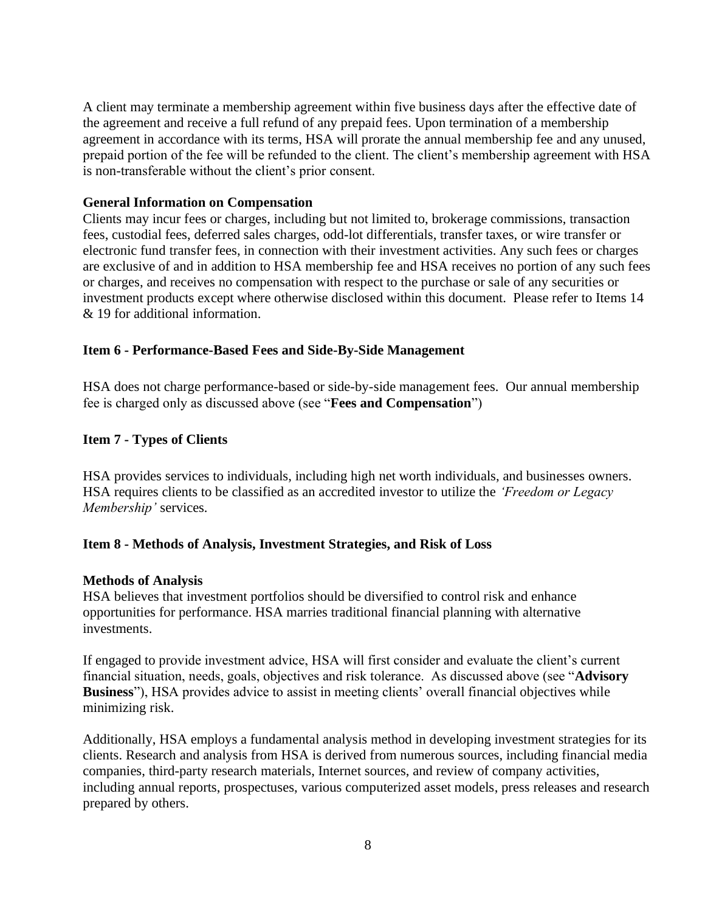A client may terminate a membership agreement within five business days after the effective date of the agreement and receive a full refund of any prepaid fees. Upon termination of a membership agreement in accordance with its terms, HSA will prorate the annual membership fee and any unused, prepaid portion of the fee will be refunded to the client. The client's membership agreement with HSA is non-transferable without the client's prior consent.

**General Information on Compensation**

Clients may incur fees or charges, including but not limited to, brokerage commissions, transaction fees, custodial fees, deferred sales charges, odd-lot differentials, transfer taxes, or wire transfer or electronic fund transfer fees, in connection with their investment activities. Any such fees or charges are exclusive of and in addition to HSA membership fee and HSA receives no portion of any such fees or charges, and receives no compensation with respect to the purchase or sale of any securities or investment products except where otherwise disclosed within this document. Please refer to Items 14 & 19 for additional information.

## Item 6 - Performance-Based Fees and Side-By-Side Management

HSA does not charge performance-based or side-by-side management fees. Our annual membership fee is charged only as discussed above (see "**Fees and Compensation**")

## Item 7 - Types of Clients

HSA provides services to individuals, including high net worth individuals, and businesses owners. HSA requires clients to be classified as an accredited investor to utilize the *'Freedom or Legacy Membership'* services.

## Item 8 - Methods of Analysis, Investment Strategies, and Risk of Loss

**Methods of Analysis**

HSA believes that investment portfolios should be diversified to control risk and enhance opportunities for performance. HSA marries traditional financial planning with alternative investments.

If engaged to provide investment advice, HSA will first consider and evaluate the client's current financial situation, needs, goals, objectives and risk tolerance. As discussed above (see "**Advisory Business**"), HSA provides advice to assist in meeting clients' overall financial objectives while minimizing risk.

Additionally, HSA employs a fundamental analysis method in developing investment strategies for its clients. Research and analysis from HSA is derived from numerous sources, including financial media companies, third-party research materials, Internet sources, and review of company activities, including annual reports, prospectuses, various computerized asset models, press releases and research prepared by others.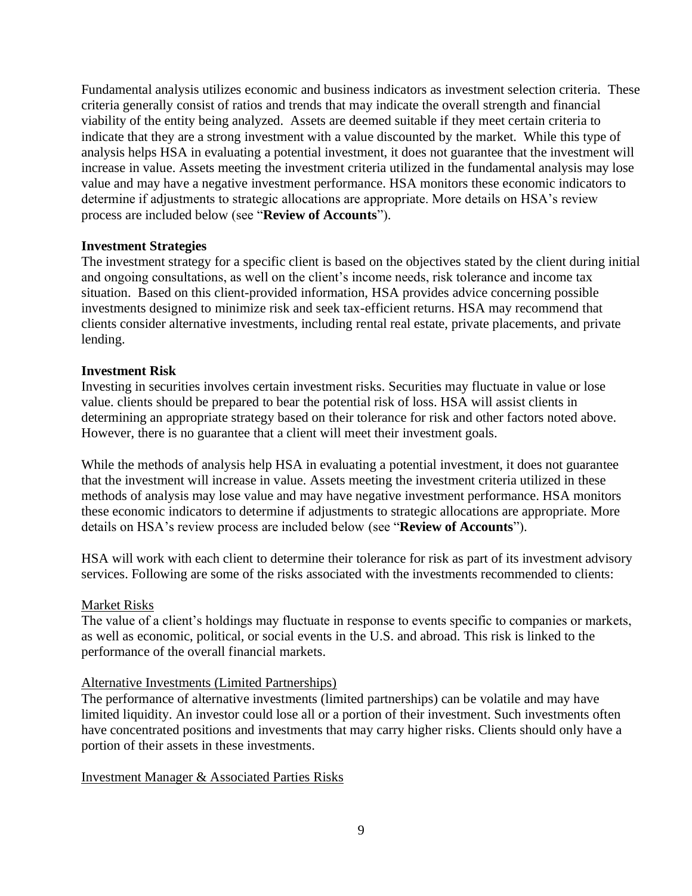Fundamental analysis utilizes economic and business indicators as investment selection criteria. These criteria generally consist of ratios and trends that may indicate the overall strength and financial viability of the entity being analyzed. Assets are deemed suitable if they meet certain criteria to indicate that they are a strong investment with a value discounted by the market. While this type of analysis helps HSA in evaluating a potential investment, it does not guarantee that the investment will increase in value. Assets meeting the investment criteria utilized in the fundamental analysis may lose value and may have a negative investment performance. HSA monitors these economic indicators to determine if adjustments to strategic allocations are appropriate. More details on HSA's review process are included below (see "**Review of Accounts**").

**Investment Strategies**

The investment strategy for a specific client is based on the objectives stated by the client during initial and ongoing consultations, as well on the client's income needs, risk tolerance and income tax situation. Based on this client-provided information, HSA provides advice concerning possible investments designed to minimize risk and seek tax-efficient returns. HSA may recommend that clients consider alternative investments, including rental real estate, private placements, and private lending.

**Investment Risk**

Investing in securities involves certain investment risks. Securities may fluctuate in value or lose value. clients should be prepared to bear the potential risk of loss. HSA will assist clients in determining an appropriate strategy based on their tolerance for risk and other factors noted above. However, there is no guarantee that a client will meet their investment goals.

While the methods of analysis help HSA in evaluating a potential investment, it does not guarantee that the investment will increase in value. Assets meeting the investment criteria utilized in these methods of analysis may lose value and may have negative investment performance. HSA monitors these economic indicators to determine if adjustments to strategic allocations are appropriate. More details on HSA's review process are included below (see "**Review of Accounts**").

HSA will work with each client to determine their tolerance for risk as part of its investment advisory services. Following are some of the risks associated with the investments recommended to clients:

<u>Market Risks</u>

The value of a client's holdings may fluctuate in response to events specific to companies or markets, as well as economic, political, or social events in the U.S. and abroad. This risk is linked to the performance of the overall financial markets.

<u>Alternative Investments (Limited Partnerships)</u>

The performance of alternative investments (limited partnerships) can be volatile and may have limited liquidity. An investor could lose all or a portion of their investment. Such investments often have concentrated positions and investments that may carry higher risks. Clients should only have a portion of their assets in these investments.

<u>Investment Manager & Associated Parties Risks</u>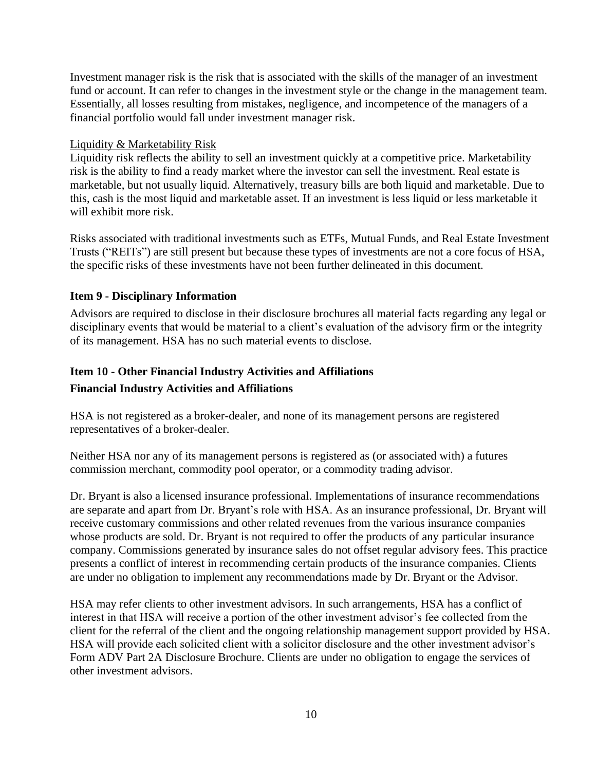Investment manager risk is the risk that is associated with the skills of the manager of an investment fund or account. It can refer to changes in the investment style or the change in the management team. Essentially, all losses resulting from mistakes, negligence, and incompetence of the managers of a financial portfolio would fall under investment manager risk.

Liquidity & Marketability Risk

Liquidity risk reflects the ability to sell an investment quickly at a competitive price. Marketability risk is the ability to find a ready market where the investor can sell the investment. Real estate is marketable, but not usually liquid. Alternatively, treasury bills are both liquid and marketable. Due to this, cash is the most liquid and marketable asset. If an investment is less liquid or less marketable it will exhibit more risk.

Risks associated with traditional investments such as ETFs, Mutual Funds, and Real Estate Investment Trusts ("REITs") are still present but because these types of investments are not a core focus of HSA, the specific risks of these investments have not been further delineated in this document.

## Item 9 - Disciplinary Information

Advisors are required to disclose in their disclosure brochures all material facts regarding any legal or disciplinary events that would be material to a client's evaluation of the advisory firm or the integrity of its management. HSA has no such material events to disclose.

## Item 10 - Other Financial Industry Activities and Affiliations

### Financial Industry Activities and Affiliations

HSA is not registered as a broker-dealer, and none of its management persons are registered representatives of a broker-dealer.

Neither HSA nor any of its management persons is registered as (or associated with) a futures commission merchant, commodity pool operator, or a commodity trading advisor.

Dr. Bryant is also a licensed insurance professional. Implementations of insurance recommendations are separate and apart from Dr. Bryant's role with HSA. As an insurance professional, Dr. Bryant will receive customary commissions and other related revenues from the various insurance companies whose products are sold. Dr. Bryant is not required to offer the products of any particular insurance company. Commissions generated by insurance sales do not offset regular advisory fees. This practice presents a conflict of interest in recommending certain products of the insurance companies. Clients are under no obligation to implement any recommendations made by Dr. Bryant or the Advisor.

HSA may refer clients to other investment advisors. In such arrangements, HSA has a conflict of interest in that HSA will receive a portion of the other investment advisor's fee collected from the client for the referral of the client and the ongoing relationship management support provided by HSA. HSA will provide each solicited client with a solicitor disclosure and the other investment advisor's Form ADV Part 2A Disclosure Brochure. Clients are under no obligation to engage the services of other investment advisors.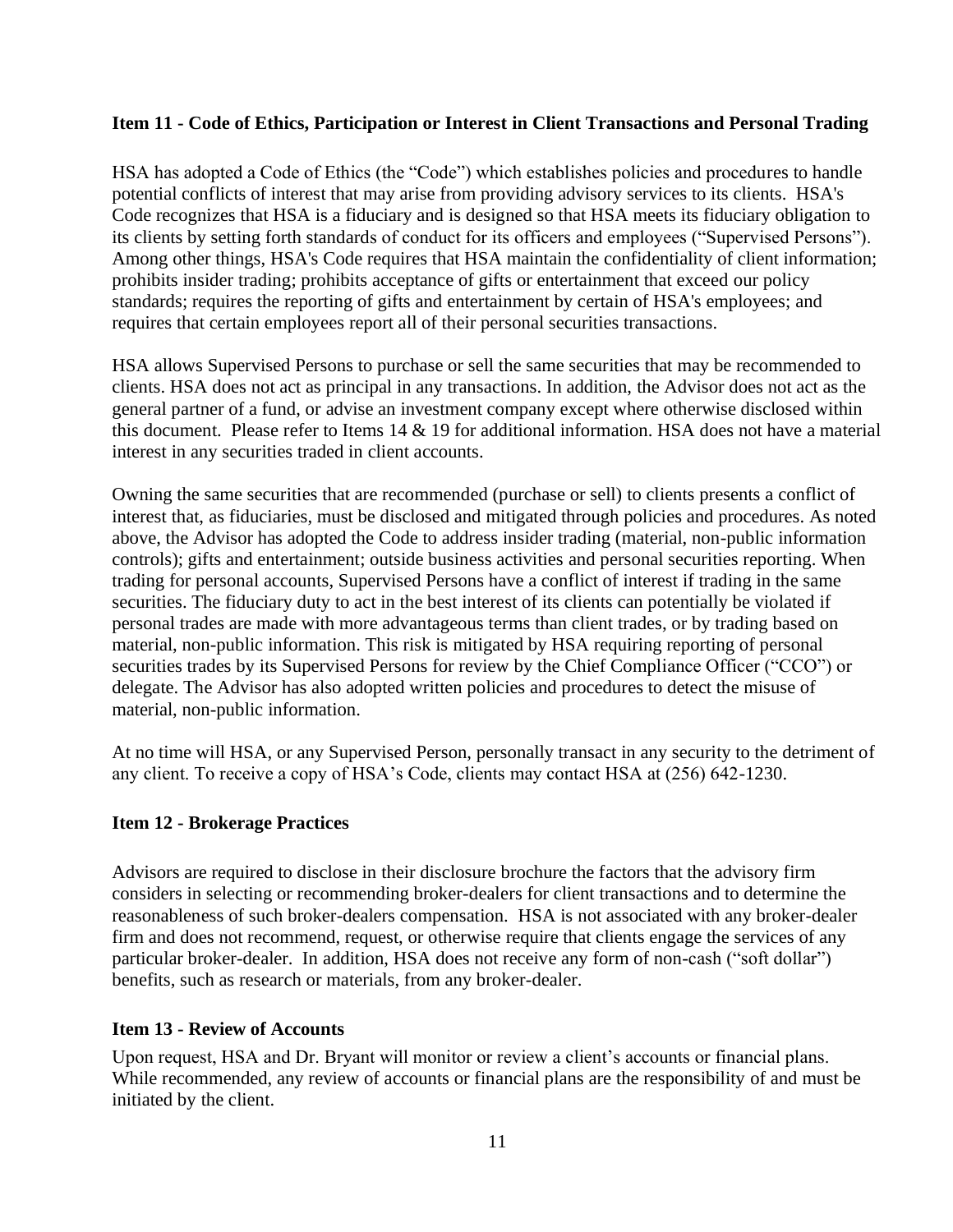**Item 11 - Code of Ethics, Participation or Interest in Client Transactions and Personal Trading**

HSA has adopted a Code of Ethics (the "Code") which establishes policies and procedures to handle potential conflicts of interest that may arise from providing advisory services to its clients. HSA's Code recognizes that HSA is a fiduciary and is designed so that HSA meets its fiduciary obligation to its clients by setting forth standards of conduct for its officers and employees ("Supervised Persons"). Among other things, HSA's Code requires that HSA maintain the confidentiality of client information; prohibits insider trading; prohibits acceptance of gifts or entertainment that exceed our policy standards; requires the reporting of gifts and entertainment by certain of HSA's employees; and requires that certain employees report all of their personal securities transactions.

HSA allows Supervised Persons to purchase or sell the same securities that may be recommended to clients. HSA does not act as principal in any transactions. In addition, the Advisor does not act as the general partner of a fund, or advise an investment company except where otherwise disclosed within this document. Please refer to Items 14 & 19 for additional information. HSA does not have a material interest in any securities traded in client accounts.

Owning the same securities that are recommended (purchase or sell) to clients presents a conflict of interest that, as fiduciaries, must be disclosed and mitigated through policies and procedures. As noted above, the Advisor has adopted the Code to address insider trading (material, non-public information controls); gifts and entertainment; outside business activities and personal securities reporting. When trading for personal accounts, Supervised Persons have a conflict of interest if trading in the same securities. The fiduciary duty to act in the best interest of its clients can potentially be violated if personal trades are made with more advantageous terms than client trades, or by trading based on material, non-public information. This risk is mitigated by HSA requiring reporting of personal securities trades by its Supervised Persons for review by the Chief Compliance Officer ("CCO") or delegate. The Advisor has also adopted written policies and procedures to detect the misuse of material, non-public information.

At no time will HSA, or any Supervised Person, personally transact in any security to the detriment of any client. To receive a copy of HSA's Code, clients may contact HSA at (256) 642-1230.

**Item 12 - Brokerage Practices**

Advisors are required to disclose in their disclosure brochure the factors that the advisory firm considers in selecting or recommending broker-dealers for client transactions and to determine the reasonableness of such broker-dealers compensation. HSA is not associated with any broker-dealer firm and does not recommend, request, or otherwise require that clients engage the services of any particular broker-dealer. In addition, HSA does not receive any form of non-cash ("soft dollar") benefits, such as research or materials, from any broker-dealer.

**Item 13 - Review of Accounts**

Upon request, HSA and Dr. Bryant will monitor or review a client's accounts or financial plans. While recommended, any review of accounts or financial plans are the responsibility of and must be initiated by the client.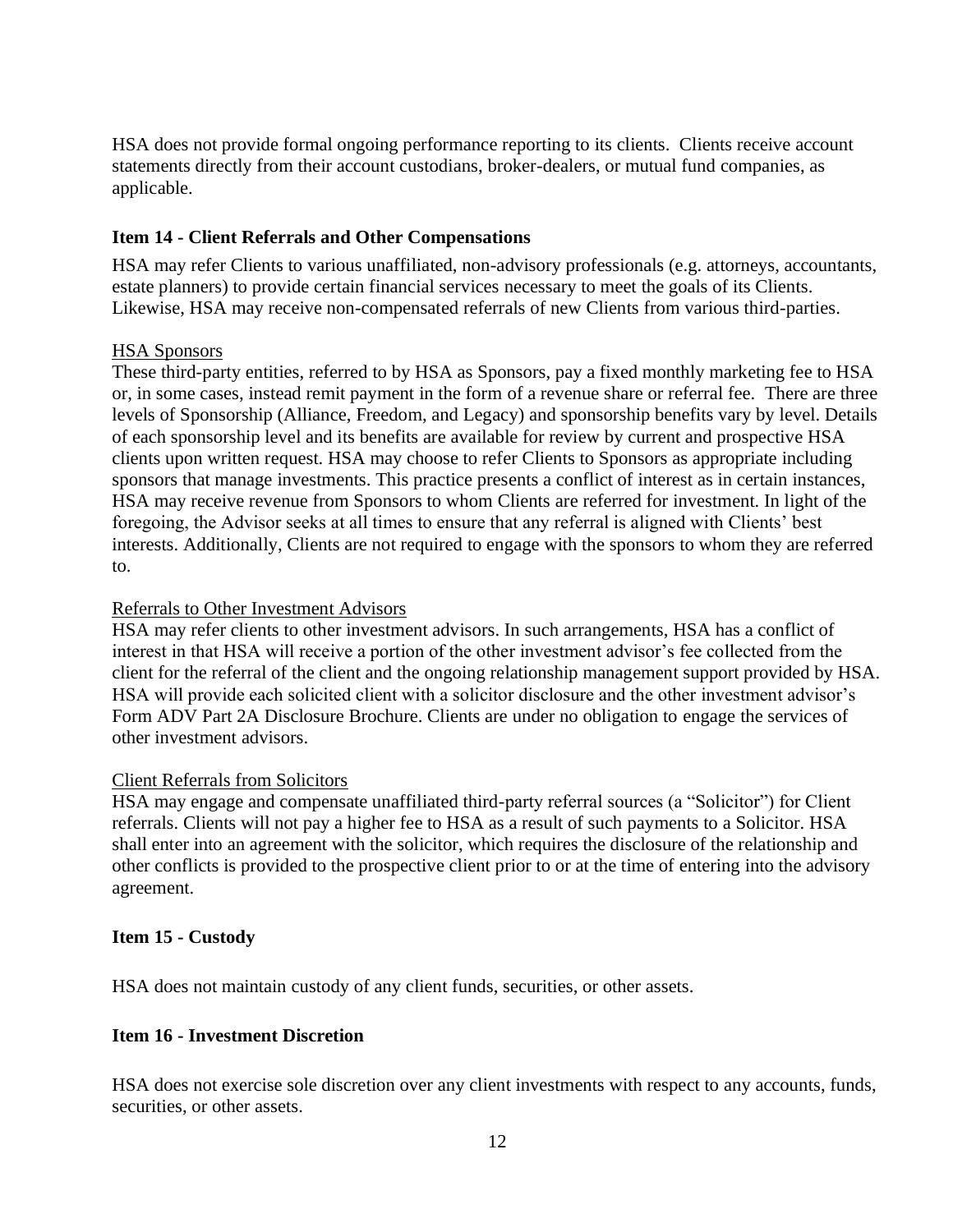HSA does not provide formal ongoing performance reporting to its clients. Clients receive account statements directly from their account custodians, broker-dealers, or mutual fund companies, as applicable.

## Item 14 - Client Referrals and Other Compensations

HSA may refer Clients to various unaffiliated, non-advisory professionals (e.g. attorneys, accountants, estate planners) to provide certain financial services necessary to meet the goals of its Clients. Likewise, HSA may receive non-compensated referrals of new Clients from various third-parties.

### HSA Sponsors

These third-party entities, referred to by HSA as Sponsors, pay a fixed monthly marketing fee to HSA or, in some cases, instead remit payment in the form of a revenue share or referral fee. There are three levels of Sponsorship (Alliance, Freedom, and Legacy) and sponsorship benefits vary by level. Details of each sponsorship level and its benefits are available for review by current and prospective HSA clients upon written request. HSA may choose to refer Clients to Sponsors as appropriate including sponsors that manage investments. This practice presents a conflict of interest as in certain instances, HSA may receive revenue from Sponsors to whom Clients are referred for investment. In light of the foregoing, the Advisor seeks at all times to ensure that any referral is aligned with Clients' best interests. Additionally, Clients are not required to engage with the sponsors to whom they are referred to.

### Referrals to Other Investment Advisors

HSA may refer clients to other investment advisors. In such arrangements, HSA has a conflict of interest in that HSA will receive a portion of the other investment advisor's fee collected from the client for the referral of the client and the ongoing relationship management support provided by HSA. HSA will provide each solicited client with a solicitor disclosure and the other investment advisor's Form ADV Part 2A Disclosure Brochure. Clients are under no obligation to engage the services of other investment advisors.

### Client Referrals from Solicitors

HSA may engage and compensate unaffiliated third-party referral sources (a "Solicitor") for Client referrals. Clients will not pay a higher fee to HSA as a result of such payments to a Solicitor. HSA shall enter into an agreement with the solicitor, which requires the disclosure of the relationship and other conflicts is provided to the prospective client prior to or at the time of entering into the advisory agreement.

## Item 15 - Custody

HSA does not maintain custody of any client funds, securities, or other assets.

## Item 16 - Investment Discretion

HSA does not exercise sole discretion over any client investments with respect to any accounts, funds, securities, or other assets.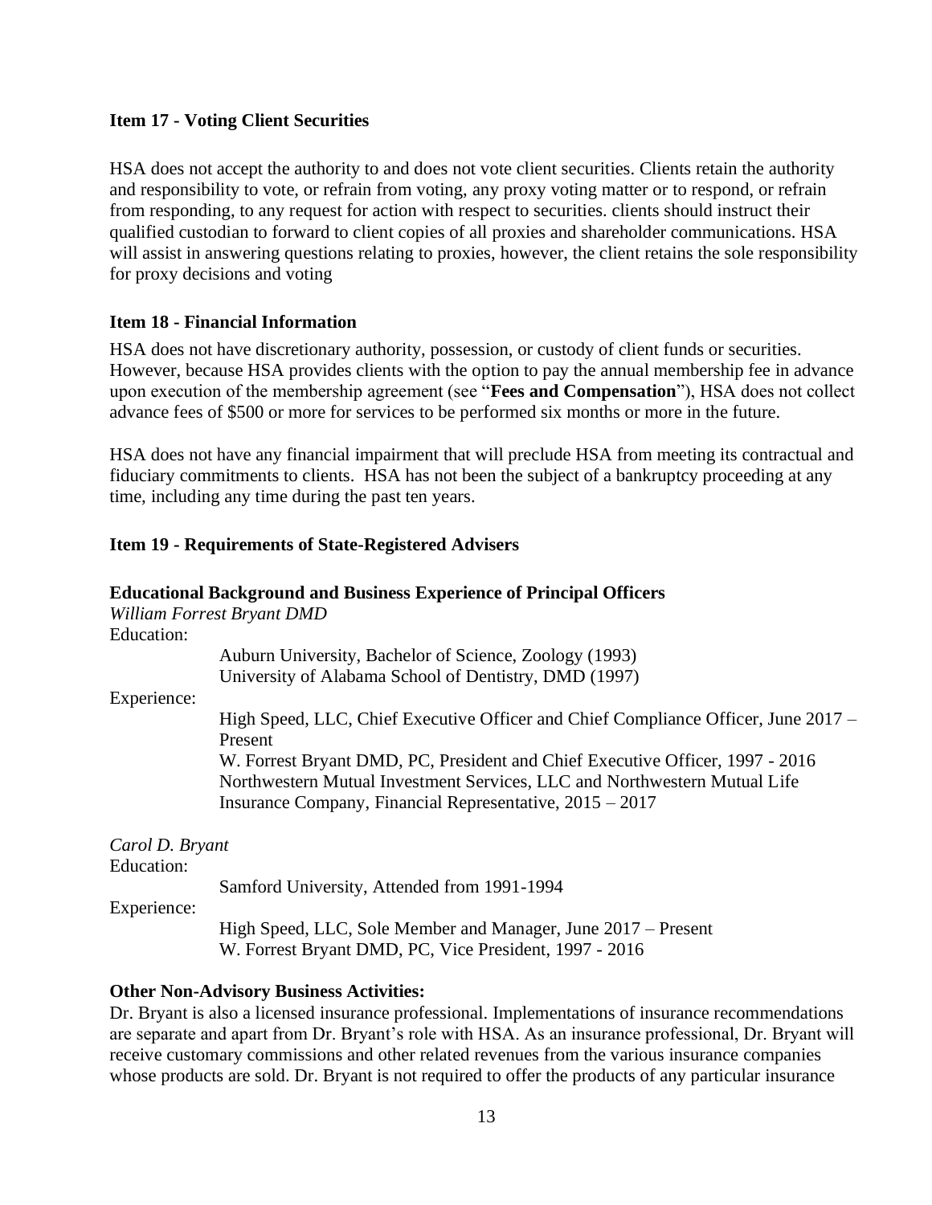### Item 17 - Voting Client Securities

HSA does not accept the authority to and does not vote client securities. Clients retain the authority and responsibility to vote, or refrain from voting, any proxy voting matter or to respond, or refrain from responding, to any request for action with respect to securities. clients should instruct their qualified custodian to forward to client copies of all proxies and shareholder communications. HSA will assist in answering questions relating to proxies, however, the client retains the sole responsibility for proxy decisions and voting

### Item 18 - Financial Information

HSA does not have discretionary authority, possession, or custody of client funds or securities. However, because HSA provides clients with the option to pay the annual membership fee in advance upon execution of the membership agreement (see "**Fees and Compensation**"), HSA does not collect advance fees of $500 or more for services to be performed six months or more in the future.

HSA does not have any financial impairment that will preclude HSA from meeting its contractual and fiduciary commitments to clients. HSA has not been the subject of a bankruptcy proceeding at any time, including any time during the past ten years.

### Item 19 - Requirements of State-Registered Advisers

**Educational Background and Business Experience of Principal Officers**

*William Forrest Bryant DMD*

Education:

Auburn University, Bachelor of Science, Zoology (1993)
University of Alabama School of Dentistry, DMD (1997)

Experience:

High Speed, LLC, Chief Executive Officer and Chief Compliance Officer, June 2017 – Present
W. Forrest Bryant DMD, PC, President and Chief Executive Officer, 1997 - 2016
Northwestern Mutual Investment Services, LLC and Northwestern Mutual Life Insurance Company, Financial Representative, 2015 – 2017

*Carol D. Bryant*

Education:

Samford University, Attended from 1991-1994

Experience:

High Speed, LLC, Sole Member and Manager, June 2017 – Present
W. Forrest Bryant DMD, PC, Vice President, 1997 - 2016

**Other Non-Advisory Business Activities:**

Dr. Bryant is also a licensed insurance professional. Implementations of insurance recommendations are separate and apart from Dr. Bryant's role with HSA. As an insurance professional, Dr. Bryant will receive customary commissions and other related revenues from the various insurance companies whose products are sold. Dr. Bryant is not required to offer the products of any particular insurance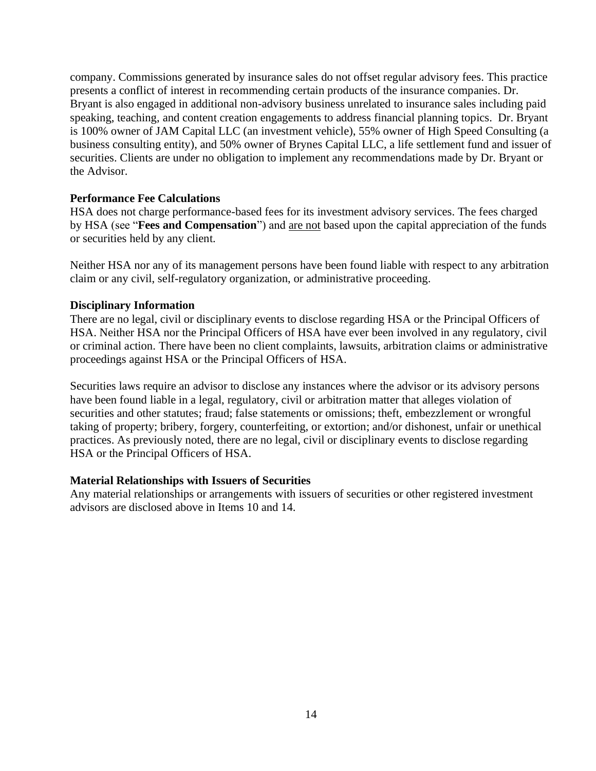company. Commissions generated by insurance sales do not offset regular advisory fees. This practice presents a conflict of interest in recommending certain products of the insurance companies. Dr. Bryant is also engaged in additional non-advisory business unrelated to insurance sales including paid speaking, teaching, and content creation engagements to address financial planning topics. Dr. Bryant is 100% owner of JAM Capital LLC (an investment vehicle), 55% owner of High Speed Consulting (a business consulting entity), and 50% owner of Brynes Capital LLC, a life settlement fund and issuer of securities. Clients are under no obligation to implement any recommendations made by Dr. Bryant or the Advisor.

**Performance Fee Calculations**

HSA does not charge performance-based fees for its investment advisory services. The fees charged by HSA (see "**Fees and Compensation**") and <u>are not</u> based upon the capital appreciation of the funds or securities held by any client.

Neither HSA nor any of its management persons have been found liable with respect to any arbitration claim or any civil, self-regulatory organization, or administrative proceeding.

**Disciplinary Information**

There are no legal, civil or disciplinary events to disclose regarding HSA or the Principal Officers of HSA. Neither HSA nor the Principal Officers of HSA have ever been involved in any regulatory, civil or criminal action. There have been no client complaints, lawsuits, arbitration claims or administrative proceedings against HSA or the Principal Officers of HSA.

Securities laws require an advisor to disclose any instances where the advisor or its advisory persons have been found liable in a legal, regulatory, civil or arbitration matter that alleges violation of securities and other statutes; fraud; false statements or omissions; theft, embezzlement or wrongful taking of property; bribery, forgery, counterfeiting, or extortion; and/or dishonest, unfair or unethical practices. As previously noted, there are no legal, civil or disciplinary events to disclose regarding HSA or the Principal Officers of HSA.

**Material Relationships with Issuers of Securities**

Any material relationships or arrangements with issuers of securities or other registered investment advisors are disclosed above in Items 10 and 14.